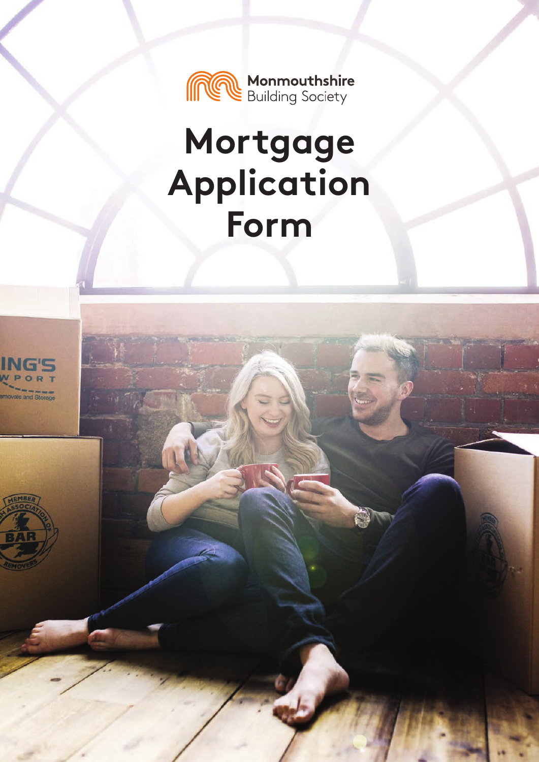Monmouthshire Building Society

# Mortgage Application Form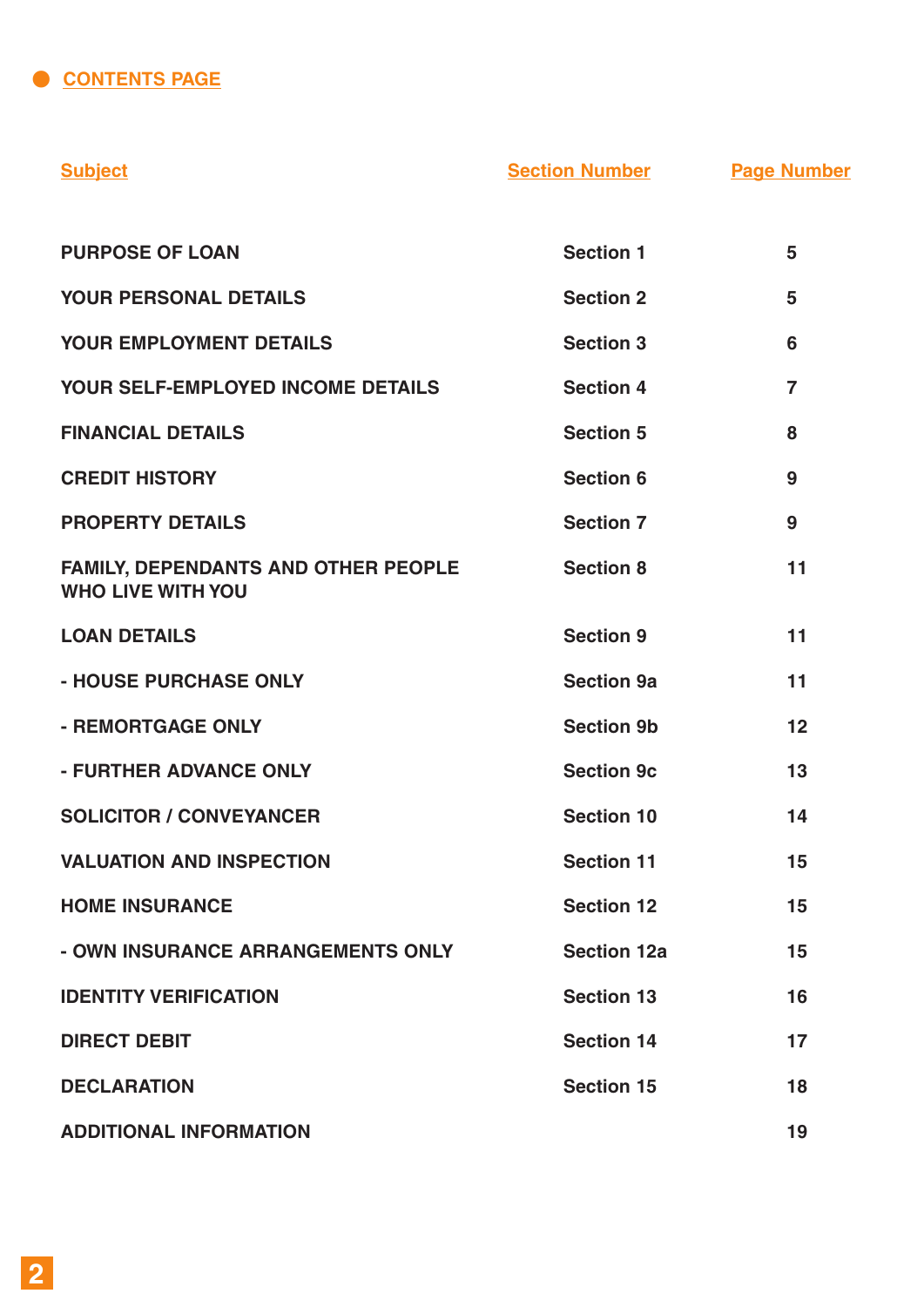## CONTENTS PAGE

| Subject | Section Number | Page Number |
| --- | --- | --- |
| PURPOSE OF LOAN | Section 1 | 5 |
| YOUR PERSONAL DETAILS | Section 2 | 5 |
| YOUR EMPLOYMENT DETAILS | Section 3 | 6 |
| YOUR SELF-EMPLOYED INCOME DETAILS | Section 4 | 7 |
| FINANCIAL DETAILS | Section 5 | 8 |
| CREDIT HISTORY | Section 6 | 9 |
| PROPERTY DETAILS | Section 7 | 9 |
| FAMILY, DEPENDANTS AND OTHER PEOPLE WHO LIVE WITH YOU | Section 8 | 11 |
| LOAN DETAILS | Section 9 | 11 |
| - HOUSE PURCHASE ONLY | Section 9a | 11 |
| - REMORTGAGE ONLY | Section 9b | 12 |
| - FURTHER ADVANCE ONLY | Section 9c | 13 |
| SOLICITOR / CONVEYANCER | Section 10 | 14 |
| VALUATION AND INSPECTION | Section 11 | 15 |
| HOME INSURANCE | Section 12 | 15 |
| - OWN INSURANCE ARRANGEMENTS ONLY | Section 12a | 15 |
| IDENTITY VERIFICATION | Section 13 | 16 |
| DIRECT DEBIT | Section 14 | 17 |
| DECLARATION | Section 15 | 18 |
| ADDITIONAL INFORMATION | | 19 |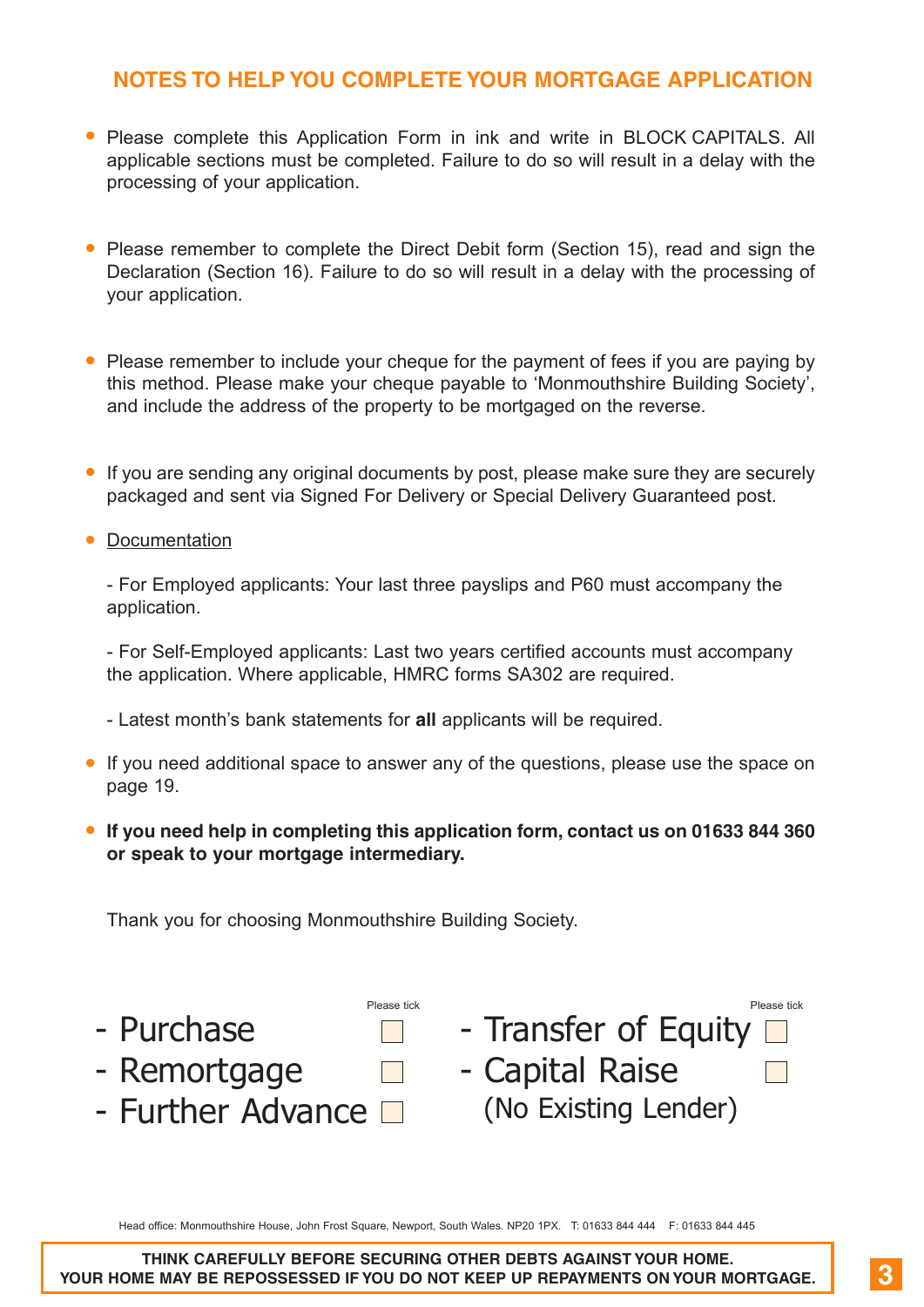## NOTES TO HELP YOU COMPLETE YOUR MORTGAGE APPLICATION

- Please complete this Application Form in ink and write in BLOCK CAPITALS. All applicable sections must be completed. Failure to do so will result in a delay with the processing of your application.

- Please remember to complete the Direct Debit form (Section 15), read and sign the Declaration (Section 16). Failure to do so will result in a delay with the processing of your application.

- Please remember to include your cheque for the payment of fees if you are paying by this method. Please make your cheque payable to 'Monmouthshire Building Society', and include the address of the property to be mortgaged on the reverse.

- If you are sending any original documents by post, please make sure they are securely packaged and sent via Signed For Delivery or Special Delivery Guaranteed post.

- Documentation

  - For Employed applicants: Your last three payslips and P60 must accompany the application.

  - For Self-Employed applicants: Last two years certified accounts must accompany the application. Where applicable, HMRC forms SA302 are required.

  - Latest month's bank statements for **all** applicants will be required.

- If you need additional space to answer any of the questions, please use the space on page 19.

- **If you need help in completing this application form, contact us on 01633 844 360 or speak to your mortgage intermediary.**

Thank you for choosing Monmouthshire Building Society.

| | Please tick | | Please tick |
|---|---|---|---|
| - Purchase | ☐ | - Transfer of Equity | ☐ |
| - Remortgage | ☐ | - Capital Raise (No Existing Lender) | ☐ |
| - Further Advance | ☐ | | |

Head office: Monmouthshire House, John Frost Square, Newport, South Wales. NP20 1PX. T: 01633 844 444 F: 01633 844 445

**THINK CAREFULLY BEFORE SECURING OTHER DEBTS AGAINST YOUR HOME. YOUR HOME MAY BE REPOSSESSED IF YOU DO NOT KEEP UP REPAYMENTS ON YOUR MORTGAGE.**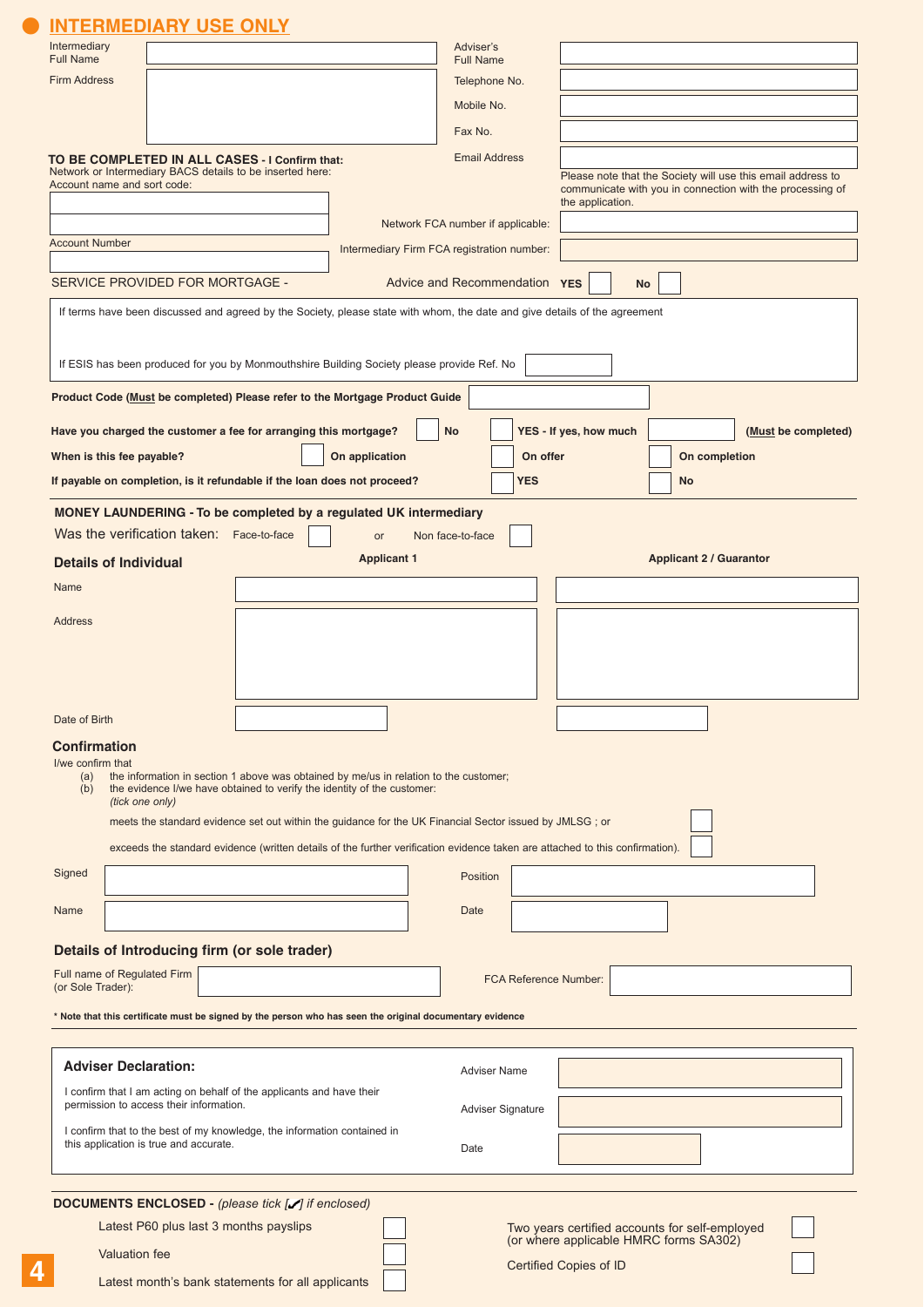## INTERMEDIARY USE ONLY

| | | | |
|---|---|---|---|
| Intermediary Full Name | | Adviser's Full Name | |
| Firm Address | | Telephone No. | |
| | | Mobile No. | |
| | | Fax No. | |
| | | Email Address | |

Please note that the Society will use this email address to communicate with you in connection with the processing of the application.

**TO BE COMPLETED IN ALL CASES - I Confirm that:**
Network or Intermediary BACS details to be inserted here:
Account name and sort code:

Account Number

Network FCA number if applicable:

Intermediary Firm FCA registration number:

SERVICE PROVIDED FOR MORTGAGE - Advice and Recommendation **YES** ☐ **No** ☐

If terms have been discussed and agreed by the Society, please state with whom, the date and give details of the agreement

If ESIS has been produced for you by Monmouthshire Building Society please provide Ref. No

**Product Code (Must be completed) Please refer to the Mortgage Product Guide**

**Have you charged the customer a fee for arranging this mortgage?** ☐ **No** ☐ **YES - If yes, how much** ______ **(Must be completed)**

**When is this fee payable?** ☐ **On application** ☐ **On offer** ☐ **On completion**

**If payable on completion, is it refundable if the loan does not proceed?** ☐ **YES** ☐ **No**

**MONEY LAUNDERING - To be completed by a regulated UK intermediary**

Was the verification taken: Face-to-face ☐ or Non face-to-face ☐

### Details of Individual

| | Applicant 1 | Applicant 2 / Guarantor |
|---|---|---|
| Name | | |
| Address | | |
| Date of Birth | | |

### Confirmation

I/we confirm that
- (a) the information in section 1 above was obtained by me/us in relation to the customer;
- (b) the evidence I/we have obtained to verify the identity of the customer:
  *(tick one only)*

meets the standard evidence set out within the guidance for the UK Financial Sector issued by JMLSG ; or ☐

exceeds the standard evidence (written details of the further verification evidence taken are attached to this confirmation). ☐

| | | | |
|---|---|---|---|
| Signed | | Position | |
| Name | | Date | |

### Details of Introducing firm (or sole trader)

Full name of Regulated Firm (or Sole Trader): ______ FCA Reference Number: ______

**\* Note that this certificate must be signed by the person who has seen the original documentary evidence**

### Adviser Declaration:

I confirm that I am acting on behalf of the applicants and have their permission to access their information.

I confirm that to the best of my knowledge, the information contained in this application is true and accurate.

| | |
|---|---|
| Adviser Name | |
| Adviser Signature | |
| Date | |

**DOCUMENTS ENCLOSED -** *(please tick [✓] if enclosed)*

- Latest P60 plus last 3 months payslips ☐
- Valuation fee ☐
- Latest month's bank statements for all applicants ☐
- Two years certified accounts for self-employed (or where applicable HMRC forms SA302) ☐
- Certified Copies of ID ☐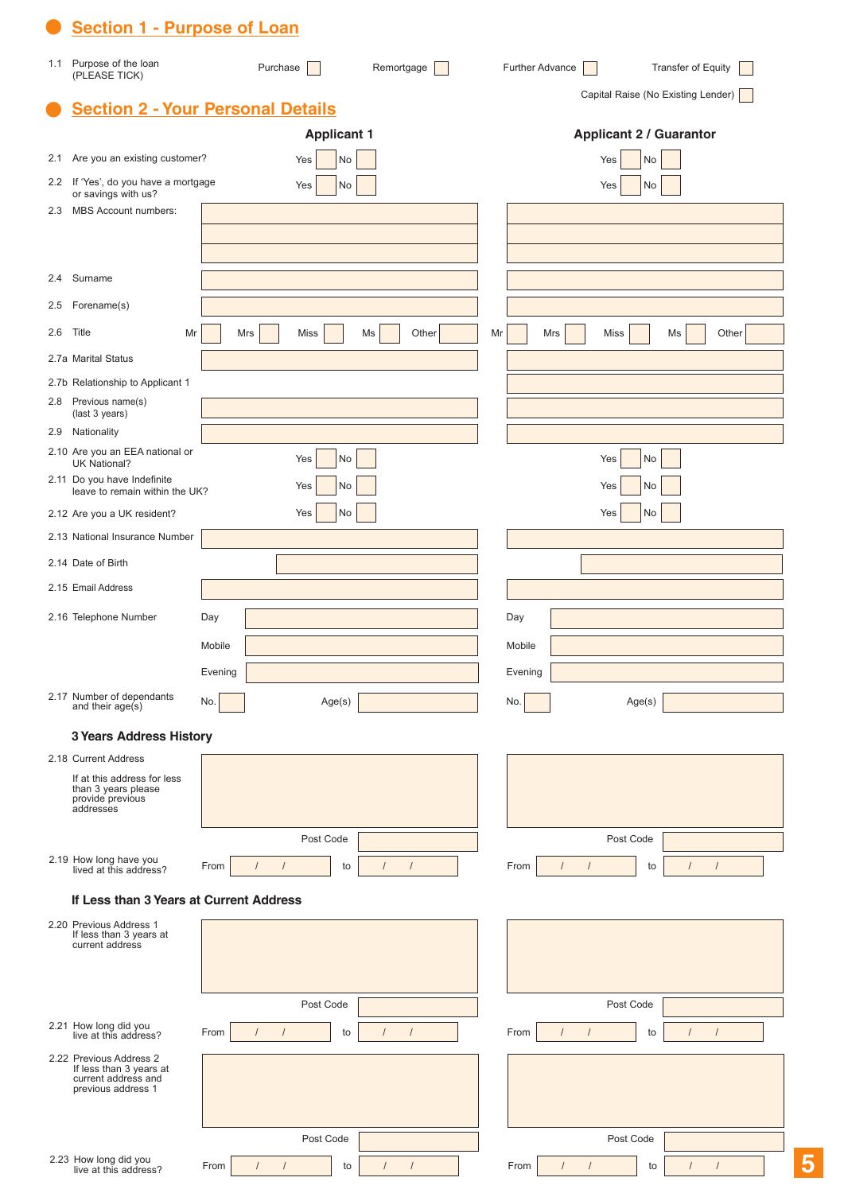## Section 1 - Purpose of Loan

1.1 Purpose of the loan (PLEASE TICK)

Purchase ☐ Remortgage ☐ Further Advance ☐ Transfer of Equity ☐ Capital Raise (No Existing Lender) ☐

## Section 2 - Your Personal Details

| | Applicant 1 | Applicant 2 / Guarantor |
|---|---|---|
| 2.1 Are you an existing customer? | Yes ☐ No ☐ | Yes ☐ No ☐ |
| 2.2 If 'Yes', do you have a mortgage or savings with us? | Yes ☐ No ☐ | Yes ☐ No ☐ |
| 2.3 MBS Account numbers: | | |
| 2.4 Surname | | |
| 2.5 Forename(s) | | |
| 2.6 Title | Mr ☐ Mrs ☐ Miss ☐ Ms ☐ Other ☐ | Mr ☐ Mrs ☐ Miss ☐ Ms ☐ Other ☐ |
| 2.7a Marital Status | | |
| 2.7b Relationship to Applicant 1 | | |
| 2.8 Previous name(s) (last 3 years) | | |
| 2.9 Nationality | | |
| 2.10 Are you an EEA national or UK National? | Yes ☐ No ☐ | Yes ☐ No ☐ |
| 2.11 Do you have Indefinite leave to remain within the UK? | Yes ☐ No ☐ | Yes ☐ No ☐ |
| 2.12 Are you a UK resident? | Yes ☐ No ☐ | Yes ☐ No ☐ |
| 2.13 National Insurance Number | | |
| 2.14 Date of Birth | | |
| 2.15 Email Address | | |
| 2.16 Telephone Number | Day<br>Mobile<br>Evening | Day<br>Mobile<br>Evening |
| 2.17 Number of dependants and their age(s) | No. Age(s) | No. Age(s) |

### 3 Years Address History

| | Applicant 1 | Applicant 2 / Guarantor |
|---|---|---|
| 2.18 Current Address<br>If at this address for less than 3 years please provide previous addresses | Post Code | Post Code |
| 2.19 How long have you lived at this address? | From / / to / / | From / / to / / |

### If Less than 3 Years at Current Address

| | Applicant 1 | Applicant 2 / Guarantor |
|---|---|---|
| 2.20 Previous Address 1<br>If less than 3 years at current address | Post Code | Post Code |
| 2.21 How long did you live at this address? | From / / to / / | From / / to / / |
| 2.22 Previous Address 2<br>If less than 3 years at current address and previous address 1 | Post Code | Post Code |
| 2.23 How long did you live at this address? | From / / to / / | From / / to / / |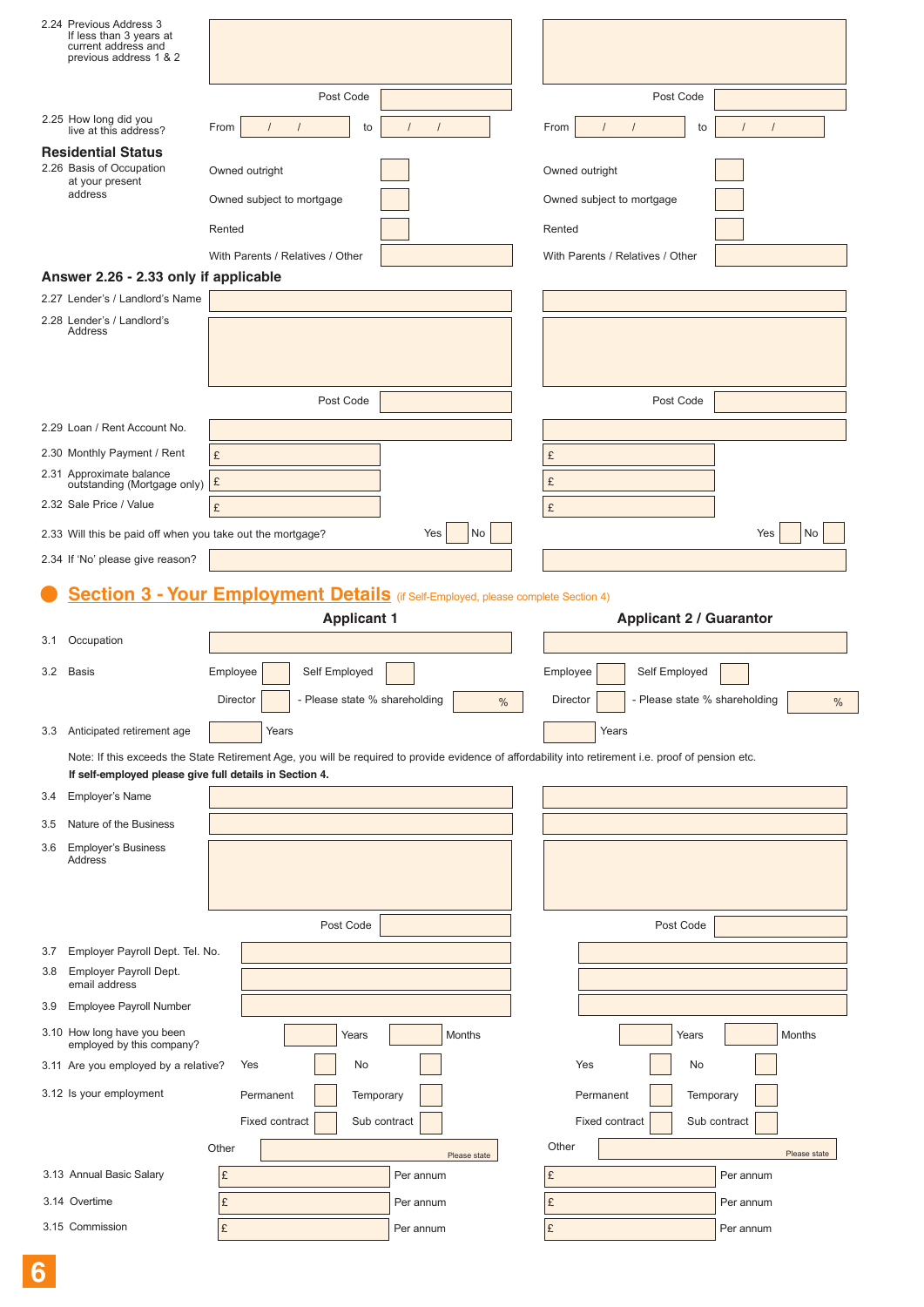| | Applicant 1 | Applicant 2 / Guarantor |
|---|---|---|
| 2.24 Previous Address 3 If less than 3 years at current address and previous address 1 & 2 | | |
| | Post Code | Post Code |
| 2.25 How long did you live at this address? | From / / to / / | From / / to / / |

### Residential Status

| | Applicant 1 | Applicant 2 / Guarantor |
|---|---|---|
| 2.26 Basis of Occupation at your present address | Owned outright ☐ | Owned outright ☐ |
| | Owned subject to mortgage ☐ | Owned subject to mortgage ☐ |
| | Rented ☐ | Rented ☐ |
| | With Parents / Relatives / Other | With Parents / Relatives / Other |

### Answer 2.26 - 2.33 only if applicable

| | Applicant 1 | Applicant 2 / Guarantor |
|---|---|---|
| 2.27 Lender's / Landlord's Name | | |
| 2.28 Lender's / Landlord's Address | | |
| | Post Code | Post Code |
| 2.29 Loan / Rent Account No. | | |
| 2.30 Monthly Payment / Rent | £ | £ |
| 2.31 Approximate balance outstanding (Mortgage only) | £ | £ |
| 2.32 Sale Price / Value | £ | £ |
| 2.33 Will this be paid off when you take out the mortgage? | Yes ☐ No ☐ | Yes ☐ No ☐ |
| 2.34 If 'No' please give reason? | | |

## Section 3 - Your Employment Details (if Self-Employed, please complete Section 4)

| | Applicant 1 | Applicant 2 / Guarantor |
|---|---|---|
| 3.1 Occupation | | |
| 3.2 Basis | Employee ☐ Self Employed ☐ | Employee ☐ Self Employed ☐ |
| | Director ☐ - Please state % shareholding % | Director ☐ - Please state % shareholding % |
| 3.3 Anticipated retirement age | Years | Years |

Note: If this exceeds the State Retirement Age, you will be required to provide evidence of affordability into retirement i.e. proof of pension etc.
**If self-employed please give full details in Section 4.**

| | Applicant 1 | Applicant 2 / Guarantor |
|---|---|---|
| 3.4 Employer's Name | | |
| 3.5 Nature of the Business | | |
| 3.6 Employer's Business Address | | |
| | Post Code | Post Code |
| 3.7 Employer Payroll Dept. Tel. No. | | |
| 3.8 Employer Payroll Dept. email address | | |
| 3.9 Employee Payroll Number | | |
| 3.10 How long have you been employed by this company? | Years Months | Years Months |
| 3.11 Are you employed by a relative? | Yes ☐ No ☐ | Yes ☐ No ☐ |
| 3.12 Is your employment | Permanent ☐ Temporary ☐ | Permanent ☐ Temporary ☐ |
| | Fixed contract ☐ Sub contract ☐ | Fixed contract ☐ Sub contract ☐ |
| | Other (Please state) | Other (Please state) |
| 3.13 Annual Basic Salary | £ Per annum | £ Per annum |
| 3.14 Overtime | £ Per annum | £ Per annum |
| 3.15 Commission | £ Per annum | £ Per annum |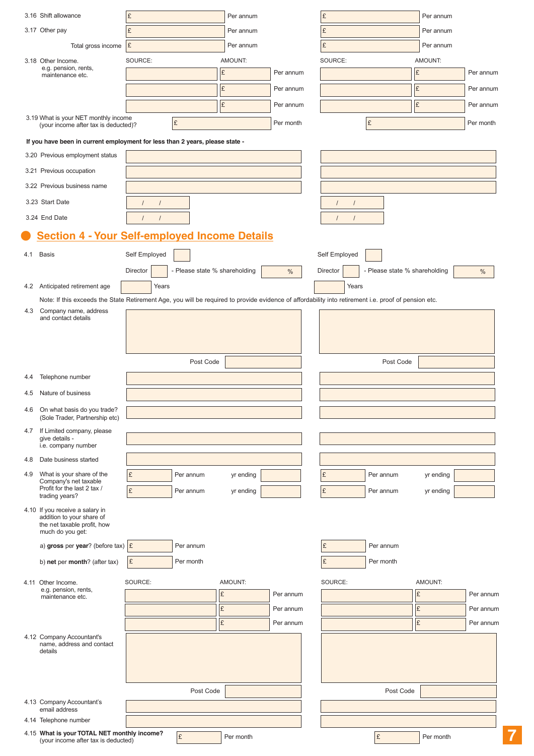| | Applicant 1 | | Applicant 2 | |
|---|---|---|---|---|
| 3.16 Shift allowance | £ | Per annum | £ | Per annum |
| 3.17 Other pay | £ | Per annum | £ | Per annum |
| Total gross income | £ | Per annum | £ | Per annum |

3.18 Other Income. e.g. pension, rents, maintenance etc.

| SOURCE: | AMOUNT: | | SOURCE: | AMOUNT: | |
|---|---|---|---|---|---|
| | £ | Per annum | | £ | Per annum |
| | £ | Per annum | | £ | Per annum |
| | £ | Per annum | | £ | Per annum |

3.19 What is your NET monthly income (your income after tax is deducted)? £ Per month £ Per month

**If you have been in current employment for less than 2 years, please state -**

| | | |
|---|---|---|
| 3.20 Previous employment status | | |
| 3.21 Previous occupation | | |
| 3.22 Previous business name | | |
| 3.23 Start Date | / / | / / |
| 3.24 End Date | / / | / / |

## Section 4 - Your Self-employed Income Details

4.1 Basis

Self Employed ☐ Self Employed ☐

Director ☐ - Please state % shareholding % Director ☐ - Please state % shareholding %

4.2 Anticipated retirement age: Years Years

Note: If this exceeds the State Retirement Age, you will be required to provide evidence of affordability into retirement i.e. proof of pension etc.

4.3 Company name, address and contact details

Post Code Post Code

| | | |
|---|---|---|
| 4.4 Telephone number | | |
| 4.5 Nature of business | | |
| 4.6 On what basis do you trade? (Sole Trader, Partnership etc) | | |
| 4.7 If Limited company, please give details - i.e. company number | | |
| 4.8 Date business started | | |

4.9 What is your share of the Company's net taxable Profit for the last 2 tax / trading years?

| | | | | | | | |
|---|---|---|---|---|---|---|---|
| £ | Per annum | yr ending | | £ | Per annum | yr ending | |
| £ | Per annum | yr ending | | £ | Per annum | yr ending | |

4.10 If you receive a salary in addition to your share of the net taxable profit, how much do you get:

| | | | | |
|---|---|---|---|---|
| a) **gross** per **year**? (before tax) | £ | Per annum | £ | Per annum |
| b) **net** per **month**? (after tax) | £ | Per month | £ | Per month |

4.11 Other Income. e.g. pension, rents, maintenance etc.

| SOURCE: | AMOUNT: | | SOURCE: | AMOUNT: | |
|---|---|---|---|---|---|
| | £ | Per annum | | £ | Per annum |
| | £ | Per annum | | £ | Per annum |
| | £ | Per annum | | £ | Per annum |

4.12 Company Accountant's name, address and contact details

Post Code Post Code

| | | |
|---|---|---|
| 4.13 Company Accountant's email address | | |
| 4.14 Telephone number | | |

4.15 **What is your TOTAL NET monthly income?** (your income after tax is deducted) £ Per month £ Per month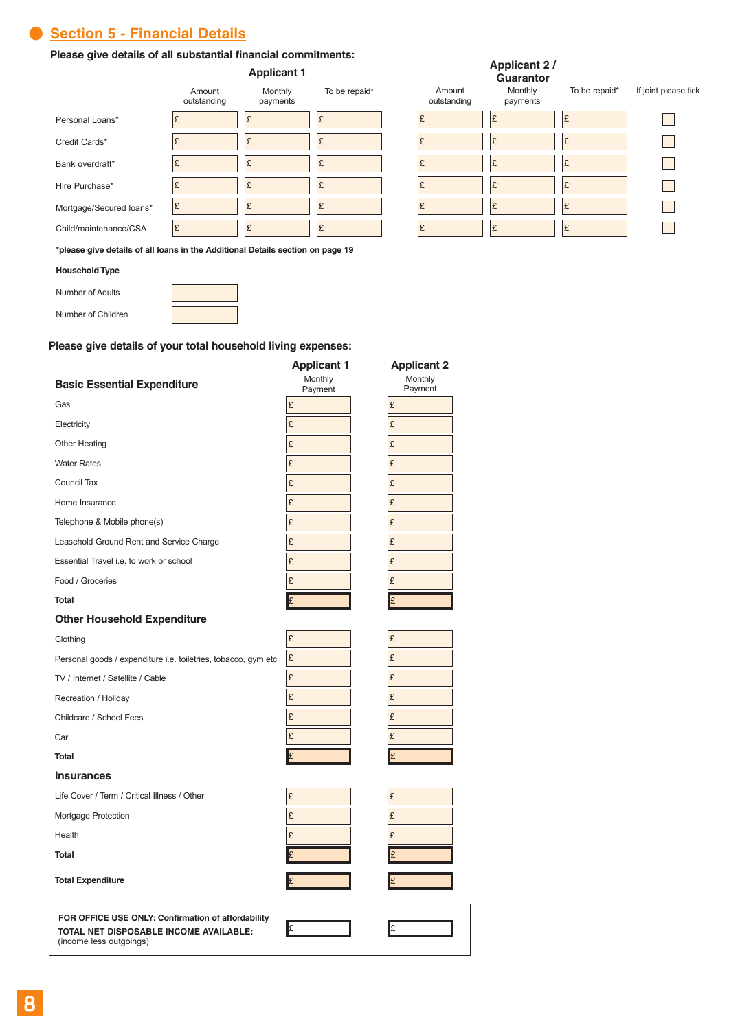## Section 5 - Financial Details

**Please give details of all substantial financial commitments:**

| | Applicant 1 | | | Applicant 2 / Guarantor | | | |
|---|---|---|---|---|---|---|---|
| | Amount outstanding | Monthly payments | To be repaid* | Amount outstanding | Monthly payments | To be repaid* | If joint please tick |
| Personal Loans* | £ | £ | £ | £ | £ | £ | ☐ |
| Credit Cards* | £ | £ | £ | £ | £ | £ | ☐ |
| Bank overdraft* | £ | £ | £ | £ | £ | £ | ☐ |
| Hire Purchase* | £ | £ | £ | £ | £ | £ | ☐ |
| Mortgage/Secured loans* | £ | £ | £ | £ | £ | £ | ☐ |
| Child/maintenance/CSA | £ | £ | £ | £ | £ | £ | ☐ |

***please give details of all loans in the Additional Details section on page 19**

**Household Type**

| | |
|---|---|
| Number of Adults | |
| Number of Children | |

**Please give details of your total household living expenses:**

| Basic Essential Expenditure | Applicant 1 Monthly Payment | Applicant 2 Monthly Payment |
|---|---|---|
| Gas | £ | £ |
| Electricity | £ | £ |
| Other Heating | £ | £ |
| Water Rates | £ | £ |
| Council Tax | £ | £ |
| Home Insurance | £ | £ |
| Telephone & Mobile phone(s) | £ | £ |
| Leasehold Ground Rent and Service Charge | £ | £ |
| Essential Travel i.e. to work or school | £ | £ |
| Food / Groceries | £ | £ |
| **Total** | £ | £ |
| **Other Household Expenditure** | | |
| Clothing | £ | £ |
| Personal goods / expenditure i.e. toiletries, tobacco, gym etc | £ | £ |
| TV / Internet / Satellite / Cable | £ | £ |
| Recreation / Holiday | £ | £ |
| Childcare / School Fees | £ | £ |
| Car | £ | £ |
| **Total** | £ | £ |
| **Insurances** | | |
| Life Cover / Term / Critical Illness / Other | £ | £ |
| Mortgage Protection | £ | £ |
| Health | £ | £ |
| **Total** | £ | £ |
| **Total Expenditure** | £ | £ |

| | | |
|---|---|---|
| **FOR OFFICE USE ONLY: Confirmation of affordability**<br>**TOTAL NET DISPOSABLE INCOME AVAILABLE:**<br>(income less outgoings) | £ | £ |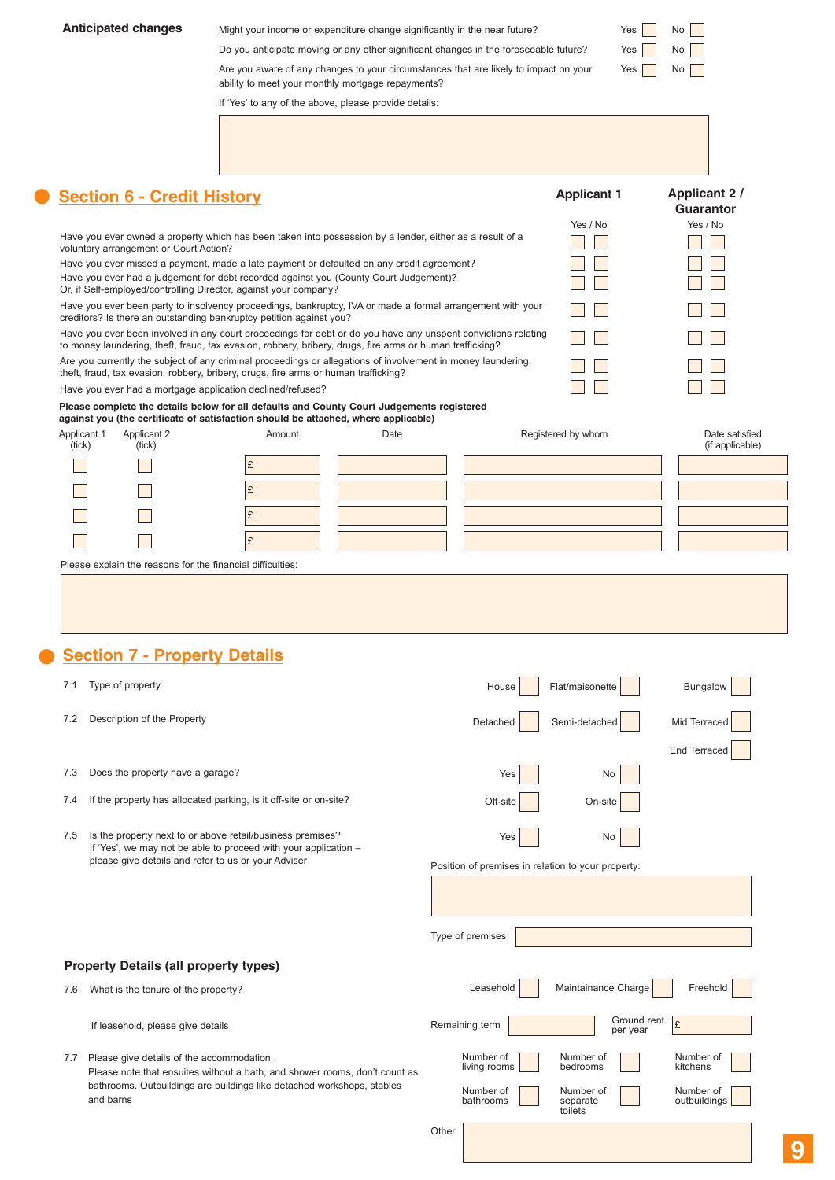**Anticipated changes**

| | | |
|---|---|---|
| Might your income or expenditure change significantly in the near future? | Yes ☐ | No ☐ |
| Do you anticipate moving or any other significant changes in the foreseeable future? | Yes ☐ | No ☐ |
| Are you aware of any changes to your circumstances that are likely to impact on your ability to meet your monthly mortgage repayments? | Yes ☐ | No ☐ |

If 'Yes' to any of the above, please provide details:

## Section 6 - Credit History

| | Applicant 1 Yes / No | Applicant 2 / Guarantor Yes / No |
|---|---|---|
| Have you ever owned a property which has been taken into possession by a lender, either as a result of a voluntary arrangement or Court Action? | ☐ ☐ | ☐ ☐ |
| Have you ever missed a payment, made a late payment or defaulted on any credit agreement? | ☐ ☐ | ☐ ☐ |
| Have you ever had a judgement for debt recorded against you (County Court Judgement)? Or, if Self-employed/controlling Director, against your company? | ☐ ☐ | ☐ ☐ |
| Have you ever been party to insolvency proceedings, bankruptcy, IVA or made a formal arrangement with your creditors? Is there an outstanding bankruptcy petition against you? | ☐ ☐ | ☐ ☐ |
| Have you ever been involved in any court proceedings for debt or do you have any unspent convictions relating to money laundering, theft, fraud, tax evasion, robbery, bribery, drugs, fire arms or human trafficking? | ☐ ☐ | ☐ ☐ |
| Are you currently the subject of any criminal proceedings or allegations of involvement in money laundering, theft, fraud, tax evasion, robbery, bribery, drugs, fire arms or human trafficking? | ☐ ☐ | ☐ ☐ |
| Have you ever had a mortgage application declined/refused? | ☐ ☐ | ☐ ☐ |

**Please complete the details below for all defaults and County Court Judgements registered against you (the certificate of satisfaction should be attached, where applicable)**

| Applicant 1 (tick) | Applicant 2 (tick) | Amount | Date | Registered by whom | Date satisfied (if applicable) |
|---|---|---|---|---|---|
| ☐ | ☐ | £ | | | |
| ☐ | ☐ | £ | | | |
| ☐ | ☐ | £ | | | |
| ☐ | ☐ | £ | | | |

Please explain the reasons for the financial difficulties:

## Section 7 - Property Details

7.1 Type of property — House ☐ Flat/maisonette ☐ Bungalow ☐

7.2 Description of the Property — Detached ☐ Semi-detached ☐ Mid Terraced ☐ End Terraced ☐

7.3 Does the property have a garage? — Yes ☐ No ☐

7.4 If the property has allocated parking, is it off-site or on-site? — Off-site ☐ On-site ☐

7.5 Is the property next to or above retail/business premises? If 'Yes', we may not be able to proceed with your application – please give details and refer to us or your Adviser — Yes ☐ No ☐

Position of premises in relation to your property:

Type of premises

### Property Details (all property types)

7.6 What is the tenure of the property? — Leasehold ☐ Maintainance Charge ☐ Freehold ☐

If leasehold, please give details — Remaining term ______ Ground rent per year £ ______

7.7 Please give details of the accommodation.
Please note that ensuites without a bath, and shower rooms, don't count as bathrooms. Outbuildings are buildings like detached workshops, stables and barns

| | | |
|---|---|---|
| Number of living rooms ☐ | Number of bedrooms ☐ | Number of kitchens ☐ |
| Number of bathrooms ☐ | Number of separate toilets ☐ | Number of outbuildings ☐ |

Other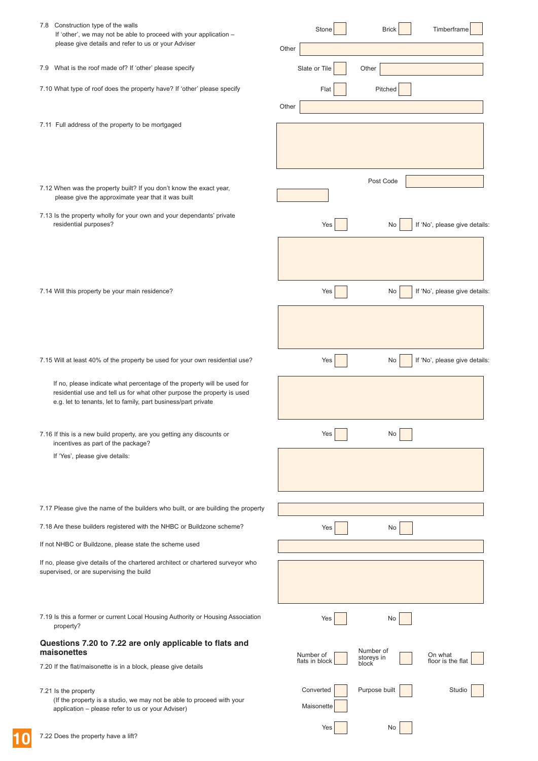7.8 Construction type of the walls
If 'other', we may not be able to proceed with your application – please give details and refer to us or your Adviser

Stone ☐ Brick ☐ Timberframe ☐

Other

7.9 What is the roof made of? If 'other' please specify

Slate or Tile ☐ Other

7.10 What type of roof does the property have? If 'other' please specify

Flat ☐ Pitched ☐

Other

7.11 Full address of the property to be mortgaged

Post Code

7.12 When was the property built? If you don't know the exact year, please give the approximate year that it was built

7.13 Is the property wholly for your own and your dependants' private residential purposes?

Yes ☐ No ☐ If 'No', please give details:

7.14 Will this property be your main residence?

Yes ☐ No ☐ If 'No', please give details:

7.15 Will at least 40% of the property be used for your own residential use?

Yes ☐ No ☐ If 'No', please give details:

If no, please indicate what percentage of the property will be used for residential use and tell us for what other purpose the property is used e.g. let to tenants, let to family, part business/part private

7.16 If this is a new build property, are you getting any discounts or incentives as part of the package?

Yes ☐ No ☐

If 'Yes', please give details:

7.17 Please give the name of the builders who built, or are building the property

7.18 Are these builders registered with the NHBC or Buildzone scheme?

Yes ☐ No ☐

If not NHBC or Buildzone, please state the scheme used

If no, please give details of the chartered architect or chartered surveyor who supervised, or are supervising the build

7.19 Is this a former or current Local Housing Authority or Housing Association property?

Yes ☐ No ☐

## Questions 7.20 to 7.22 are only applicable to flats and maisonettes

7.20 If the flat/maisonette is in a block, please give details

Number of flats in block ☐ Number of storeys in block ☐ On what floor is the flat ☐

7.21 Is the property
(If the property is a studio, we may not be able to proceed with your application – please refer to us or your Adviser)

Converted ☐ Purpose built ☐ Studio ☐

Maisonette ☐

7.22 Does the property have a lift?

Yes ☐ No ☐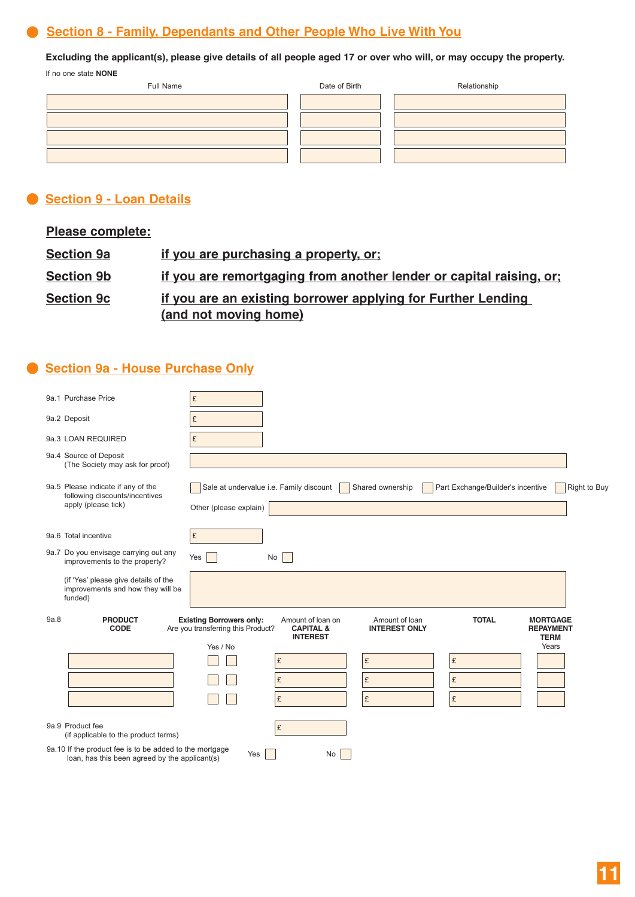## Section 8 - Family, Dependants and Other People Who Live With You

**Excluding the applicant(s), please give details of all people aged 17 or over who will, or may occupy the property.**

If no one state **NONE**

| Full Name | Date of Birth | Relationship |
|---|---|---|
| | | |
| | | |
| | | |
| | | |

## Section 9 - Loan Details

**Please complete:**

**Section 9a** — **if you are purchasing a property, or;**

**Section 9b** — **if you are remortgaging from another lender or capital raising, or;**

**Section 9c** — **if you are an existing borrower applying for Further Lending (and not moving home)**

## Section 9a - House Purchase Only

9a.1 Purchase Price £

9a.2 Deposit £

9a.3 LOAN REQUIRED £

9a.4 Source of Deposit
(The Society may ask for proof)

9a.5 Please indicate if any of the following discounts/incentives apply (please tick)

☐ Sale at undervalue i.e. Family discount ☐ Shared ownership ☐ Part Exchange/Builder's incentive ☐ Right to Buy

Other (please explain)

9a.6 Total incentive £

9a.7 Do you envisage carrying out any improvements to the property? Yes ☐ No ☐

(if 'Yes' please give details of the improvements and how they will be funded)

9a.8

| PRODUCT CODE | Existing Borrowers only: Are you transferring this Product? Yes / No | Amount of loan on CAPITAL & INTEREST | Amount of loan INTEREST ONLY | TOTAL | MORTGAGE REPAYMENT TERM Years |
|---|---|---|---|---|---|
| | ☐ ☐ | £ | £ | £ | |
| | ☐ ☐ | £ | £ | £ | |
| | ☐ ☐ | £ | £ | £ | |

9a.9 Product fee
(if applicable to the product terms) £

9a.10 If the product fee is to be added to the mortgage loan, has this been agreed by the applicant(s) Yes ☐ No ☐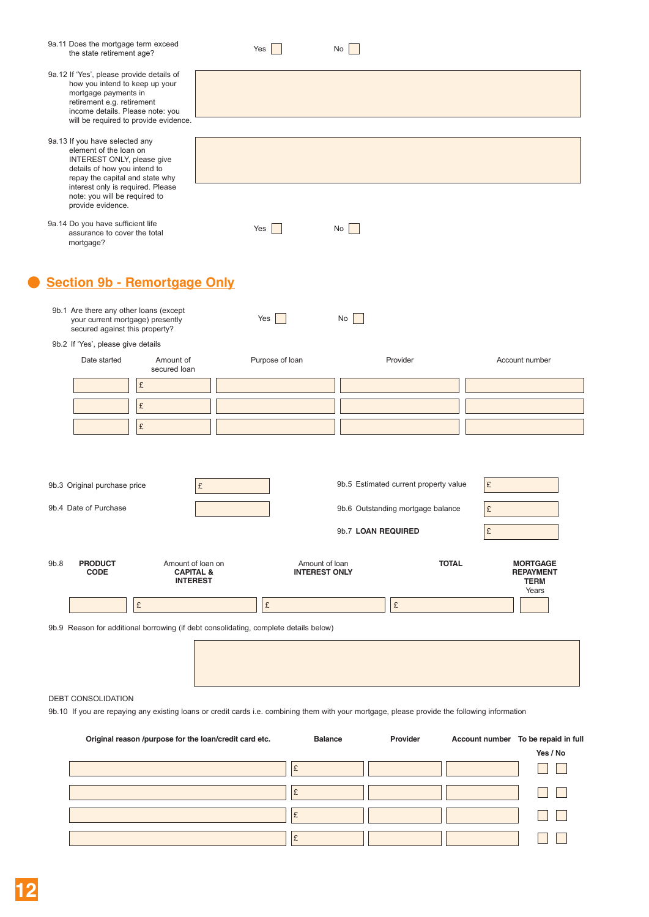9a.11 Does the mortgage term exceed the state retirement age? Yes ☐ No ☐

9a.12 If 'Yes', please provide details of how you intend to keep up your mortgage payments in retirement e.g. retirement income details. Please note: you will be required to provide evidence.

9a.13 If you have selected any element of the loan on INTEREST ONLY, please give details of how you intend to repay the capital and state why interest only is required. Please note: you will be required to provide evidence.

9a.14 Do you have sufficient life assurance to cover the total mortgage? Yes ☐ No ☐

## Section 9b - Remortgage Only

9b.1 Are there any other loans (except your current mortgage) presently secured against this property? Yes ☐ No ☐

9b.2 If 'Yes', please give details

| Date started | Amount of secured loan | Purpose of loan | Provider | Account number |
|---|---|---|---|---|
| | £ | | | |
| | £ | | | |
| | £ | | | |

9b.3 Original purchase price £

9b.4 Date of Purchase

9b.5 Estimated current property value £

9b.6 Outstanding mortgage balance £

9b.7 **LOAN REQUIRED** £

| 9b.8 **PRODUCT CODE** | Amount of loan on **CAPITAL & INTEREST** | Amount of loan **INTEREST ONLY** | **TOTAL** | **MORTGAGE REPAYMENT TERM** Years |
|---|---|---|---|---|
| | £ | £ | £ | |

9b.9 Reason for additional borrowing (if debt consolidating, complete details below)

DEBT CONSOLIDATION

9b.10 If you are repaying any existing loans or credit cards i.e. combining them with your mortgage, please provide the following information

| **Original reason /purpose for the loan/credit card etc.** | **Balance** | **Provider** | **Account number** | **To be repaid in full Yes / No** |
|---|---|---|---|---|
| | £ | | | ☐ ☐ |
| | £ | | | ☐ ☐ |
| | £ | | | ☐ ☐ |
| | £ | | | ☐ ☐ |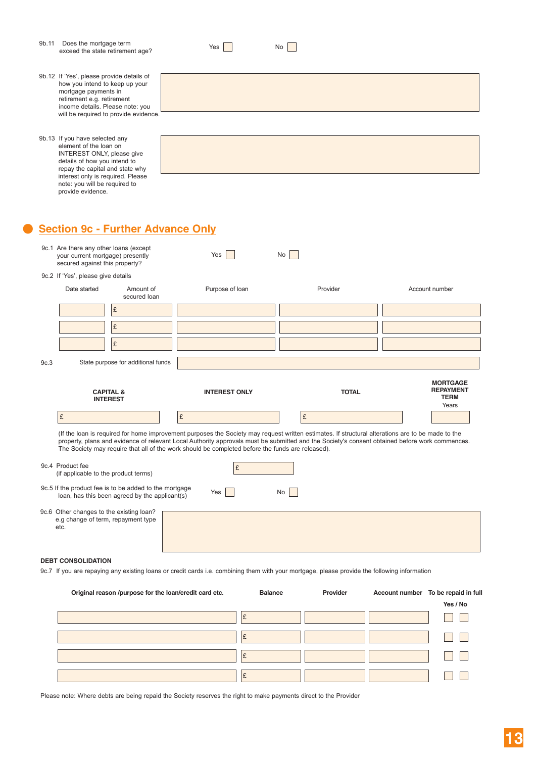9b.11 Does the mortgage term exceed the state retirement age? Yes ☐ No ☐

9b.12 If 'Yes', please provide details of how you intend to keep up your mortgage payments in retirement e.g. retirement income details. Please note: you will be required to provide evidence.

9b.13 If you have selected any element of the loan on INTEREST ONLY, please give details of how you intend to repay the capital and state why interest only is required. Please note: you will be required to provide evidence.

## Section 9c - Further Advance Only

9c.1 Are there any other loans (except your current mortgage) presently secured against this property? Yes ☐ No ☐

9c.2 If 'Yes', please give details

| Date started | Amount of secured loan | Purpose of loan | Provider | Account number |
|---|---|---|---|---|
| | £ | | | |
| | £ | | | |
| | £ | | | |

9c.3 State purpose for additional funds

| CAPITAL & INTEREST | INTEREST ONLY | TOTAL | MORTGAGE REPAYMENT TERM Years |
|---|---|---|---|
| £ | £ | £ | |

(If the loan is required for home improvement purposes the Society may request written estimates. If structural alterations are to be made to the property, plans and evidence of relevant Local Authority approvals must be submitted and the Society's consent obtained before work commences. The Society may require that all of the work should be completed before the funds are released).

9c.4 Product fee (if applicable to the product terms) £

9c.5 If the product fee is to be added to the mortgage loan, has this been agreed by the applicant(s) Yes ☐ No ☐

9c.6 Other changes to the existing loan? e.g change of term, repayment type etc.

**DEBT CONSOLIDATION**

9c.7 If you are repaying any existing loans or credit cards i.e. combining them with your mortgage, please provide the following information

| Original reason /purpose for the loan/credit card etc. | Balance | Provider | Account number | To be repaid in full Yes / No |
|---|---|---|---|---|
| | £ | | | ☐ ☐ |
| | £ | | | ☐ ☐ |
| | £ | | | ☐ ☐ |
| | £ | | | ☐ ☐ |

Please note: Where debts are being repaid the Society reserves the right to make payments direct to the Provider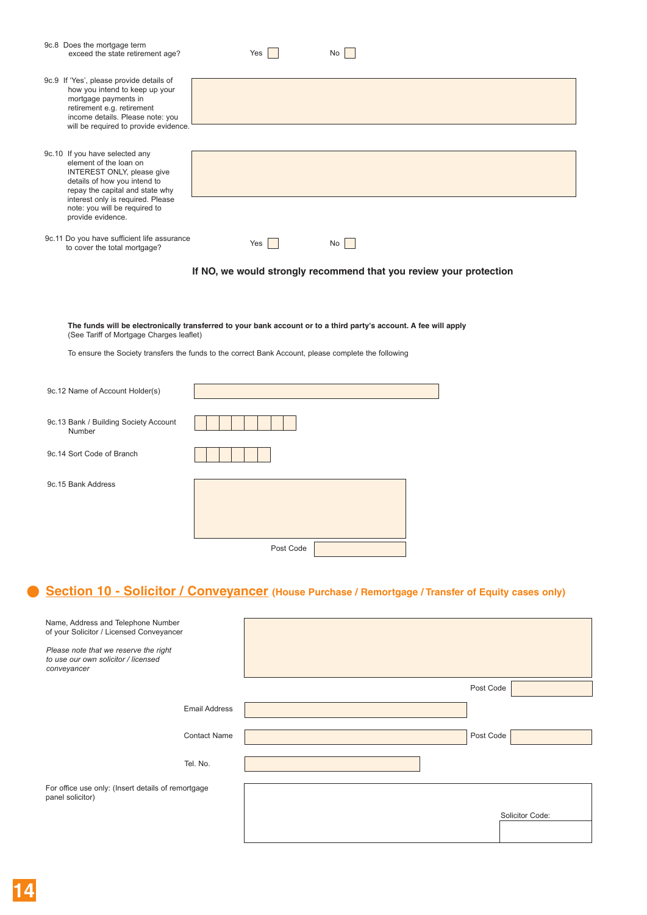9c.8 Does the mortgage term exceed the state retirement age? Yes ☐ No ☐

9c.9 If 'Yes', please provide details of how you intend to keep up your mortgage payments in retirement e.g. retirement income details. Please note: you will be required to provide evidence.

9c.10 If you have selected any element of the loan on INTEREST ONLY, please give details of how you intend to repay the capital and state why interest only is required. Please note: you will be required to provide evidence.

9c.11 Do you have sufficient life assurance to cover the total mortgage? Yes ☐ No ☐

**If NO, we would strongly recommend that you review your protection**

**The funds will be electronically transferred to your bank account or to a third party's account. A fee will apply**
(See Tariff of Mortgage Charges leaflet)

To ensure the Society transfers the funds to the correct Bank Account, please complete the following

9c.12 Name of Account Holder(s)

9c.13 Bank / Building Society Account Number

9c.14 Sort Code of Branch

9c.15 Bank Address

Post Code

## Section 10 - Solicitor / Conveyancer (House Purchase / Remortgage / Transfer of Equity cases only)

Name, Address and Telephone Number of your Solicitor / Licensed Conveyancer

*Please note that we reserve the right to use our own solicitor / licensed conveyancer*

Post Code

Email Address

Contact Name

Post Code

Tel. No.

For office use only: (Insert details of remortgage panel solicitor)

Solicitor Code: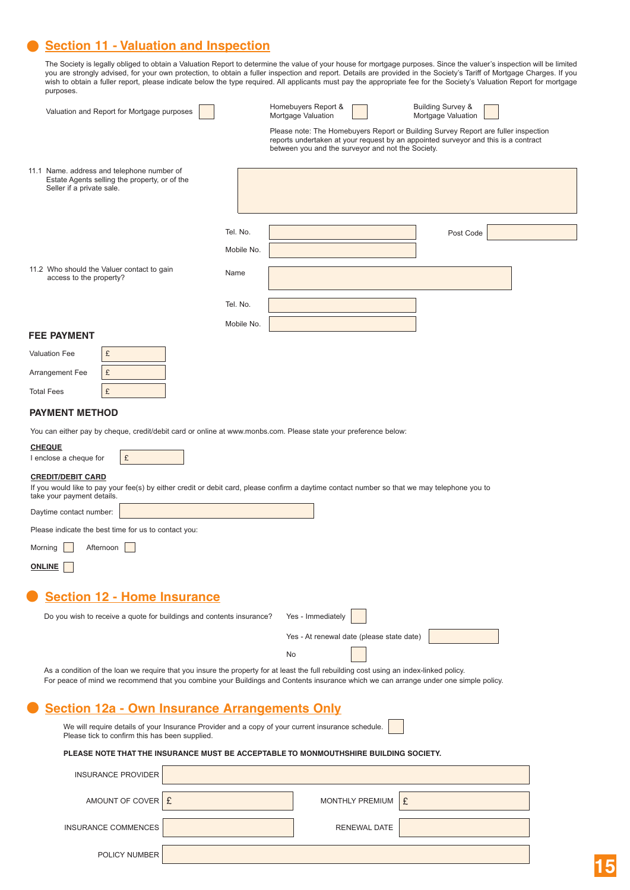## Section 11 - Valuation and Inspection

The Society is legally obliged to obtain a Valuation Report to determine the value of your house for mortgage purposes. Since the valuer's inspection will be limited you are strongly advised, for your own protection, to obtain a fuller inspection and report. Details are provided in the Society's Tariff of Mortgage Charges. If you wish to obtain a fuller report, please indicate below the type required. All applicants must pay the appropriate fee for the Society's Valuation Report for mortgage purposes.

Valuation and Report for Mortgage purposes ☐

Homebuyers Report & Mortgage Valuation ☐

Building Survey & Mortgage Valuation ☐

Please note: The Homebuyers Report or Building Survey Report are fuller inspection reports undertaken at your request by an appointed surveyor and this is a contract between you and the surveyor and not the Society.

11.1 Name. address and telephone number of Estate Agents selling the property, or of the Seller if a private sale.

Tel. No.

Post Code

Mobile No.

11.2 Who should the Valuer contact to gain access to the property?

Name

Tel. No.

Mobile No.

### FEE PAYMENT

Valuation Fee £

Arrangement Fee £

Total Fees £

### PAYMENT METHOD

You can either pay by cheque, credit/debit card or online at www.monbs.com. Please state your preference below:

**CHEQUE**

I enclose a cheque for £

**CREDIT/DEBIT CARD**

If you would like to pay your fee(s) by either credit or debit card, please confirm a daytime contact number so that we may telephone you to take your payment details.

Daytime contact number:

Please indicate the best time for us to contact you:

Morning ☐ Afternoon ☐

**ONLINE** ☐

## Section 12 - Home Insurance

Do you wish to receive a quote for buildings and contents insurance?

Yes - Immediately ☐

Yes - At renewal date (please state date)

No ☐

As a condition of the loan we require that you insure the property for at least the full rebuilding cost using an index-linked policy.
For peace of mind we recommend that you combine your Buildings and Contents insurance which we can arrange under one simple policy.

## Section 12a - Own Insurance Arrangements Only

We will require details of your Insurance Provider and a copy of your current insurance schedule. Please tick to confirm this has been supplied. ☐

**PLEASE NOTE THAT THE INSURANCE MUST BE ACCEPTABLE TO MONMOUTHSHIRE BUILDING SOCIETY.**

INSURANCE PROVIDER

AMOUNT OF COVER £

MONTHLY PREMIUM £

INSURANCE COMMENCES

RENEWAL DATE

POLICY NUMBER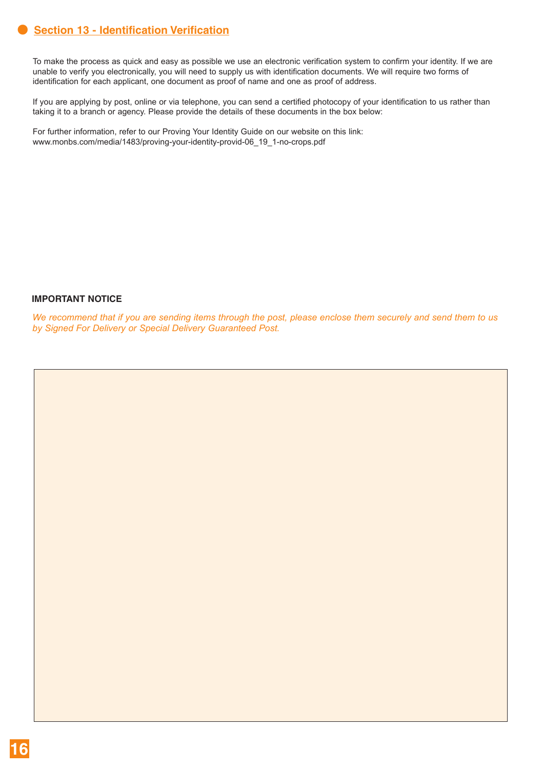## Section 13 - Identification Verification

To make the process as quick and easy as possible we use an electronic verification system to confirm your identity. If we are unable to verify you electronically, you will need to supply us with identification documents. We will require two forms of identification for each applicant, one document as proof of name and one as proof of address.

If you are applying by post, online or via telephone, you can send a certified photocopy of your identification to us rather than taking it to a branch or agency. Please provide the details of these documents in the box below:

For further information, refer to our Proving Your Identity Guide on our website on this link:
www.monbs.com/media/1483/proving-your-identity-provid-06_19_1-no-crops.pdf

**IMPORTANT NOTICE**

*We recommend that if you are sending items through the post, please enclose them securely and send them to us by Signed For Delivery or Special Delivery Guaranteed Post.*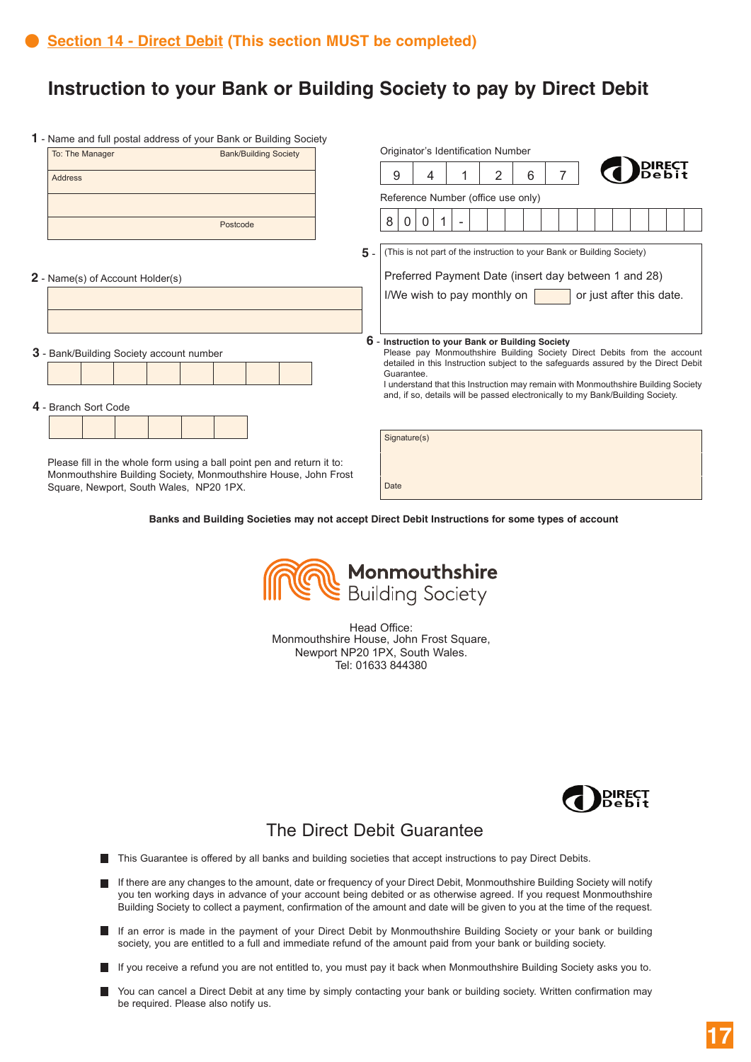## Section 14 - Direct Debit (This section MUST be completed)

# Instruction to your Bank or Building Society to pay by Direct Debit

**1** - Name and full postal address of your Bank or Building Society

| To: The Manager | Bank/Building Society |
|---|---|
| Address | |
| | |
| | Postcode |

Originator's Identification Number

| 9 | 4 | 1 | 2 | 6 | 7 |
|---|---|---|---|---|---|

DIRECT Debit

Reference Number (office use only)

| 8 | 0 | 0 | 1 | - | | | | | | | | | | | | | |
|---|---|---|---|---|---|---|---|---|---|---|---|---|---|---|---|---|---|

**2** - Name(s) of Account Holder(s)

| |
|---|
| |
| |

**5** - (This is not part of the instruction to your Bank or Building Society)

Preferred Payment Date (insert day between 1 and 28)

I/We wish to pay monthly on [ ] or just after this date.

**3** - Bank/Building Society account number

| | | | | | | | |
|---|---|---|---|---|---|---|---|

**6** - **Instruction to your Bank or Building Society**
Please pay Monmouthshire Building Society Direct Debits from the account detailed in this Instruction subject to the safeguards assured by the Direct Debit Guarantee.
I understand that this Instruction may remain with Monmouthshire Building Society and, if so, details will be passed electronically to my Bank/Building Society.

**4** - Branch Sort Code

| | | | | | |
|---|---|---|---|---|---|

| Signature(s) |
|---|
| |
| Date |

Please fill in the whole form using a ball point pen and return it to: Monmouthshire Building Society, Monmouthshire House, John Frost Square, Newport, South Wales, NP20 1PX.

**Banks and Building Societies may not accept Direct Debit Instructions for some types of account**

Monmouthshire Building Society

Head Office:
Monmouthshire House, John Frost Square,
Newport NP20 1PX, South Wales.
Tel: 01633 844380

DIRECT Debit

## The Direct Debit Guarantee

- This Guarantee is offered by all banks and building societies that accept instructions to pay Direct Debits.
- If there are any changes to the amount, date or frequency of your Direct Debit, Monmouthshire Building Society will notify you ten working days in advance of your account being debited or as otherwise agreed. If you request Monmouthshire Building Society to collect a payment, confirmation of the amount and date will be given to you at the time of the request.
- If an error is made in the payment of your Direct Debit by Monmouthshire Building Society or your bank or building society, you are entitled to a full and immediate refund of the amount paid from your bank or building society.
- If you receive a refund you are not entitled to, you must pay it back when Monmouthshire Building Society asks you to.
- You can cancel a Direct Debit at any time by simply contacting your bank or building society. Written confirmation may be required. Please also notify us.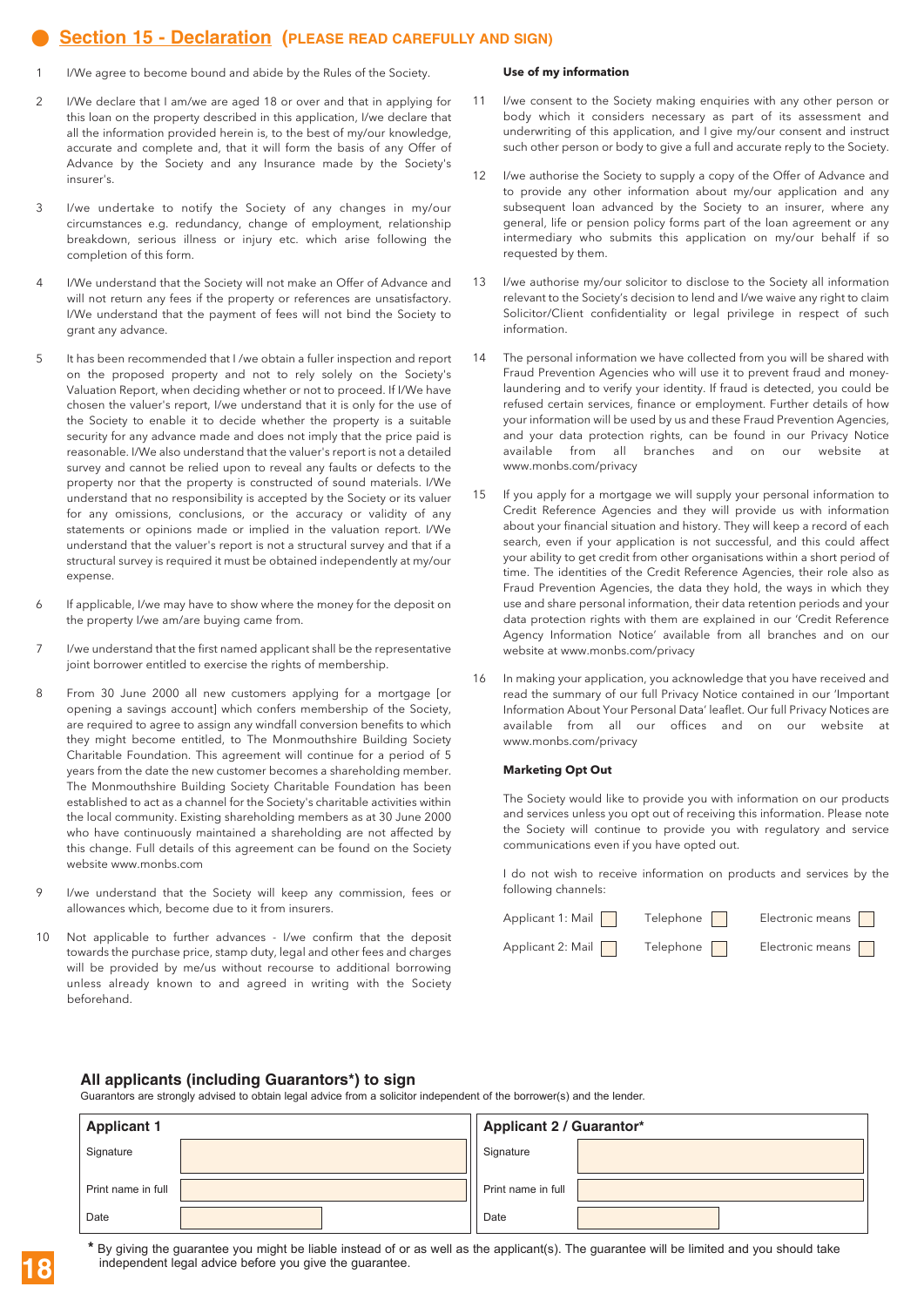## Section 15 - Declaration (PLEASE READ CAREFULLY AND SIGN)

1. I/We agree to become bound and abide by the Rules of the Society.
2. I/We declare that I am/we are aged 18 or over and that in applying for this loan on the property described in this application, I/we declare that all the information provided herein is, to the best of my/our knowledge, accurate and complete and, that it will form the basis of any Offer of Advance by the Society and any Insurance made by the Society's insurer's.
3. I/we undertake to notify the Society of any changes in my/our circumstances e.g. redundancy, change of employment, relationship breakdown, serious illness or injury etc. which arise following the completion of this form.
4. I/We understand that the Society will not make an Offer of Advance and will not return any fees if the property or references are unsatisfactory. I/We understand that the payment of fees will not bind the Society to grant any advance.
5. It has been recommended that I /we obtain a fuller inspection and report on the proposed property and not to rely solely on the Society's Valuation Report, when deciding whether or not to proceed. If I/We have chosen the valuer's report, I/we understand that it is only for the use of the Society to enable it to decide whether the property is a suitable security for any advance made and does not imply that the price paid is reasonable. I/We also understand that the valuer's report is not a detailed survey and cannot be relied upon to reveal any faults or defects to the property nor that the property is constructed of sound materials. I/We understand that no responsibility is accepted by the Society or its valuer for any omissions, conclusions, or the accuracy or validity of any statements or opinions made or implied in the valuation report. I/We understand that the valuer's report is not a structural survey and that if a structural survey is required it must be obtained independently at my/our expense.
6. If applicable, I/we may have to show where the money for the deposit on the property I/we am/are buying came from.
7. I/we understand that the first named applicant shall be the representative joint borrower entitled to exercise the rights of membership.
8. From 30 June 2000 all new customers applying for a mortgage [or opening a savings account] which confers membership of the Society, are required to agree to assign any windfall conversion benefits to which they might become entitled, to The Monmouthshire Building Society Charitable Foundation. This agreement will continue for a period of 5 years from the date the new customer becomes a shareholding member. The Monmouthshire Building Society Charitable Foundation has been established to act as a channel for the Society's charitable activities within the local community. Existing shareholding members as at 30 June 2000 who have continuously maintained a shareholding are not affected by this change. Full details of this agreement can be found on the Society website www.monbs.com
9. I/we understand that the Society will keep any commission, fees or allowances which, become due to it from insurers.
10. Not applicable to further advances - I/we confirm that the deposit towards the purchase price, stamp duty, legal and other fees and charges will be provided by me/us without recourse to additional borrowing unless already known to and agreed in writing with the Society beforehand.

**Use of my information**

11. I/we consent to the Society making enquiries with any other person or body which it considers necessary as part of its assessment and underwriting of this application, and I give my/our consent and instruct such other person or body to give a full and accurate reply to the Society.
12. I/we authorise the Society to supply a copy of the Offer of Advance and to provide any other information about my/our application and any subsequent loan advanced by the Society to an insurer, where any general, life or pension policy forms part of the loan agreement or any intermediary who submits this application on my/our behalf if so requested by them.
13. I/we authorise my/our solicitor to disclose to the Society all information relevant to the Society's decision to lend and I/we waive any right to claim Solicitor/Client confidentiality or legal privilege in respect of such information.
14. The personal information we have collected from you will be shared with Fraud Prevention Agencies who will use it to prevent fraud and money-laundering and to verify your identity. If fraud is detected, you could be refused certain services, finance or employment. Further details of how your information will be used by us and these Fraud Prevention Agencies, and your data protection rights, can be found in our Privacy Notice available from all branches and on our website at www.monbs.com/privacy
15. If you apply for a mortgage we will supply your personal information to Credit Reference Agencies and they will provide us with information about your financial situation and history. They will keep a record of each search, even if your application is not successful, and this could affect your ability to get credit from other organisations within a short period of time. The identities of the Credit Reference Agencies, their role also as Fraud Prevention Agencies, the data they hold, the ways in which they use and share personal information, their data retention periods and your data protection rights with them are explained in our 'Credit Reference Agency Information Notice' available from all branches and on our website at www.monbs.com/privacy
16. In making your application, you acknowledge that you have received and read the summary of our full Privacy Notice contained in our 'Important Information About Your Personal Data' leaflet. Our full Privacy Notices are available from all our offices and on our website at www.monbs.com/privacy

**Marketing Opt Out**

The Society would like to provide you with information on our products and services unless you opt out of receiving this information. Please note the Society will continue to provide you with regulatory and service communications even if you have opted out.

I do not wish to receive information on products and services by the following channels:

| | Mail | Telephone | Electronic means |
|---|---|---|---|
| Applicant 1: | ☐ | ☐ | ☐ |
| Applicant 2: | ☐ | ☐ | ☐ |

### All applicants (including Guarantors*) to sign

Guarantors are strongly advised to obtain legal advice from a solicitor independent of the borrower(s) and the lender.

| Applicant 1 | | Applicant 2 / Guarantor* | |
|---|---|---|---|
| Signature | | Signature | |
| Print name in full | | Print name in full | |
| Date | | Date | |

\* By giving the guarantee you might be liable instead of or as well as the applicant(s). The guarantee will be limited and you should take independent legal advice before you give the guarantee.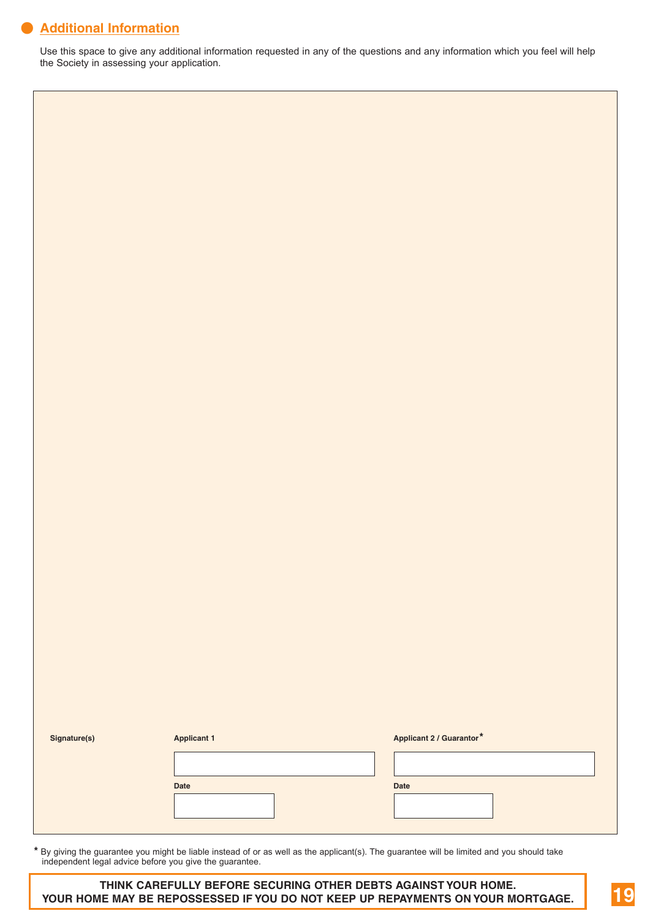## Additional Information

Use this space to give any additional information requested in any of the questions and any information which you feel will help the Society in assessing your application.

**Signature(s)**

| | Applicant 1 | Applicant 2 / Guarantor* |
|---|---|---|
| Signature | | |
| Date | | |

* By giving the guarantee you might be liable instead of or as well as the applicant(s). The guarantee will be limited and you should take independent legal advice before you give the guarantee.

**THINK CAREFULLY BEFORE SECURING OTHER DEBTS AGAINST YOUR HOME.**
**YOUR HOME MAY BE REPOSSESSED IF YOU DO NOT KEEP UP REPAYMENTS ON YOUR MORTGAGE.**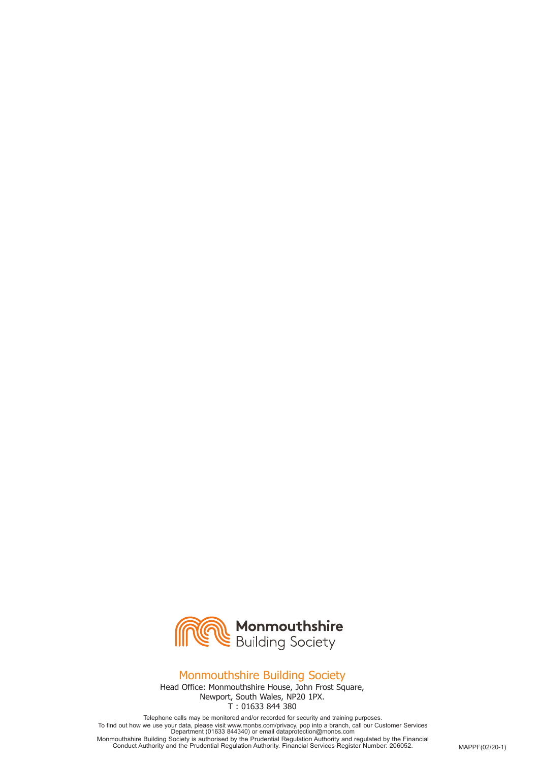Monmouthshire
Building Society

## Monmouthshire Building Society

Head Office: Monmouthshire House, John Frost Square,
Newport, South Wales, NP20 1PX.
T : 01633 844 380

Telephone calls may be monitored and/or recorded for security and training purposes.
To find out how we use your data, please visit www.monbs.com/privacy, pop into a branch, call our Customer Services Department (01633 844340) or email dataprotection@monbs.com
Monmouthshire Building Society is authorised by the Prudential Regulation Authority and regulated by the Financial Conduct Authority and the Prudential Regulation Authority. Financial Services Register Number: 206052.

MAPPF(02/20-1)